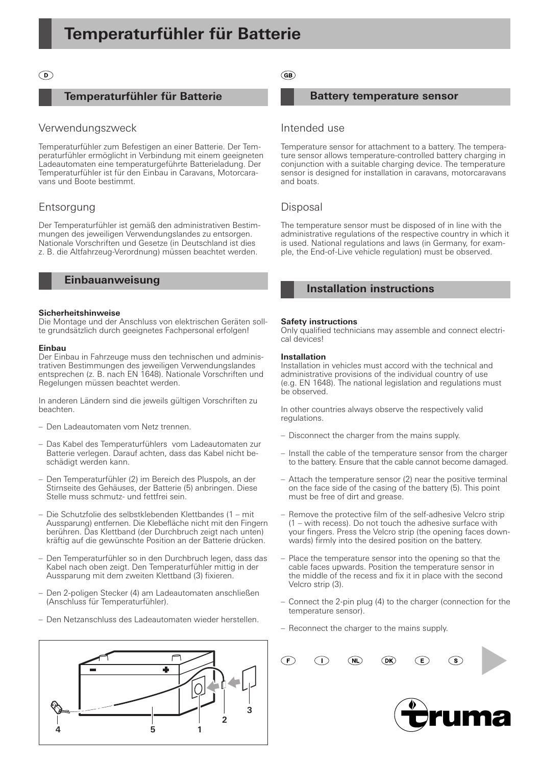# Temperaturfühler für Batterie

D

## Temperaturfühler für Batterie

### Verwendungszweck

Temperaturfühler zum Befestigen an einer Batterie. Der Temperaturfühler ermöglicht in Verbindung mit einem geeigneten Ladeautomaten eine temperaturgeführte Batterieladung. Der Temperaturfühler ist für den Einbau in Caravans, Motorcaravans und Boote bestimmt.

### Entsorgung

Der Temperaturfühler ist gemäß den administrativen Bestimmungen des jeweiligen Verwendungslandes zu entsorgen. Nationale Vorschriften und Gesetze (in Deutschland ist dies z. B. die Altfahrzeug-Verordnung) müssen beachtet werden.

## Einbauanweisung

**Sicherheitshinweise**
Die Montage und der Anschluss von elektrischen Geräten sollte grundsätzlich durch geeignetes Fachpersonal erfolgen!

**Einbau**
Der Einbau in Fahrzeuge muss den technischen und administrativen Bestimmungen des jeweiligen Verwendungslandes entsprechen (z. B. nach EN 1648). Nationale Vorschriften und Regelungen müssen beachtet werden.

In anderen Ländern sind die jeweils gültigen Vorschriften zu beachten.

– Den Ladeautomaten vom Netz trennen.

– Das Kabel des Temperaturfühlers vom Ladeautomaten zur Batterie verlegen. Darauf achten, dass das Kabel nicht beschädigt werden kann.

– Den Temperaturfühler (2) im Bereich des Pluspols, an der Stirnseite des Gehäuses, der Batterie (5) anbringen. Diese Stelle muss schmutz- und fettfrei sein.

– Die Schutzfolie des selbstklebenden Klettbandes (1 – mit Aussparung) entfernen. Die Klebefläche nicht mit den Fingern berühren. Das Klettband (der Durchbruch zeigt nach unten) kräftig auf die gewünschte Position an der Batterie drücken.

– Den Temperaturfühler so in den Durchbruch legen, dass das Kabel nach oben zeigt. Den Temperaturfühler mittig in der Aussparung mit dem zweiten Klettband (3) fixieren.

– Den 2-poligen Stecker (4) am Ladeautomaten anschließen (Anschluss für Temperaturfühler).

– Den Netzanschluss des Ladeautomaten wieder herstellen.

4 5 1 2 3

GB

## Battery temperature sensor

### Intended use

Temperature sensor for attachment to a battery. The temperature sensor allows temperature-controlled battery charging in conjunction with a suitable charging device. The temperature sensor is designed for installation in caravans, motorcaravans and boats.

### Disposal

The temperature sensor must be disposed of in line with the administrative regulations of the respective country in which it is used. National regulations and laws (in Germany, for example, the End-of-Live vehicle regulation) must be observed.

## Installation instructions

**Safety instructions**
Only qualified technicians may assemble and connect electrical devices!

**Installation**
Installation in vehicles must accord with the technical and administrative provisions of the individual country of use (e.g. EN 1648). The national legislation and regulations must be observed.

In other countries always observe the respectively valid regulations.

– Disconnect the charger from the mains supply.

– Install the cable of the temperature sensor from the charger to the battery. Ensure that the cable cannot become damaged.

– Attach the temperature sensor (2) near the positive terminal on the face side of the casing of the battery (5). This point must be free of dirt and grease.

– Remove the protective film of the self-adhesive Velcro strip (1 – with recess). Do not touch the adhesive surface with your fingers. Press the Velcro strip (the opening faces downwards) firmly into the desired position on the battery.

– Place the temperature sensor into the opening so that the cable faces upwards. Position the temperature sensor in the middle of the recess and fix it in place with the second Velcro strip (3).

– Connect the 2-pin plug (4) to the charger (connection for the temperature sensor).

– Reconnect the charger to the mains supply.

F I NL DK E S

truma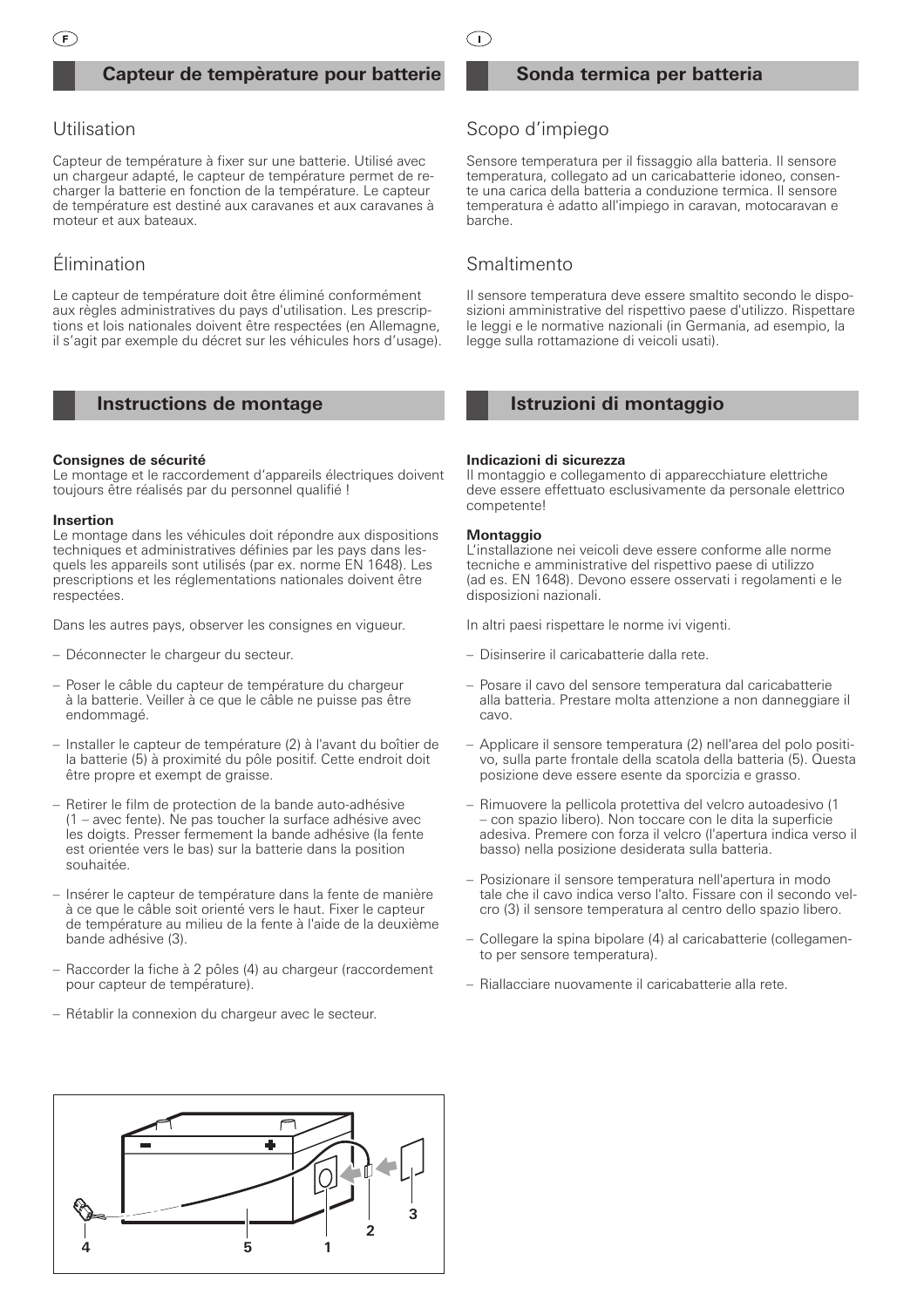## Capteur de tempèrature pour batterie

### Utilisation

Capteur de température à fixer sur une batterie. Utilisé avec un chargeur adapté, le capteur de température permet de recharger la batterie en fonction de la température. Le capteur de température est destiné aux caravanes et aux caravanes à moteur et aux bateaux.

### Élimination

Le capteur de température doit être éliminé conformément aux règles administratives du pays d'utilisation. Les prescriptions et lois nationales doivent être respectées (en Allemagne, il s'agit par exemple du décret sur les véhicules hors d'usage).

## Instructions de montage

**Consignes de sécurité**
Le montage et le raccordement d'appareils électriques doivent toujours être réalisés par du personnel qualifié !

**Insertion**
Le montage dans les véhicules doit répondre aux dispositions techniques et administratives définies par les pays dans lesquels les appareils sont utilisés (par ex. norme EN 1648). Les prescriptions et les réglementations nationales doivent être respectées.

Dans les autres pays, observer les consignes en vigueur.

- Déconnecter le chargeur du secteur.
- Poser le câble du capteur de température du chargeur à la batterie. Veiller à ce que le câble ne puisse pas être endommagé.
- Installer le capteur de température (2) à l'avant du boîtier de la batterie (5) à proximité du pôle positif. Cet endroit doit être propre et exempt de graisse.
- Retirer le film de protection de la bande auto-adhésive (1 – avec fente). Ne pas toucher la surface adhésive avec les doigts. Presser fermement la bande adhésive (la fente est orientée vers le bas) sur la batterie dans la position souhaitée.
- Insérer le capteur de température dans la fente de manière à ce que le câble soit orienté vers le haut. Fixer le capteur de température au milieu de la fente à l'aide de la deuxième bande adhésive (3).
- Raccorder la fiche à 2 pôles (4) au chargeur (raccordement pour capteur de température).
- Rétablir la connexion du chargeur avec le secteur.

## Sonda termica per batteria

### Scopo d'impiego

Sensore temperatura per il fissaggio alla batteria. Il sensore temperatura, collegato ad un caricabatterie idoneo, consente una carica della batteria a conduzione termica. Il sensore temperatura è adatto all'impiego in caravan, motocaravan e barche.

### Smaltimento

Il sensore temperatura deve essere smaltito secondo le disposizioni amministrative del rispettivo paese d'utilizzo. Rispettare le leggi e le normative nazionali (in Germania, ad esempio, la legge sulla rottamazione di veicoli usati).

## Istruzioni di montaggio

**Indicazioni di sicurezza**
Il montaggio e collegamento di apparecchiature elettriche deve essere effettuato esclusivamente da personale elettrico competente!

**Montaggio**
L'installazione nei veicoli deve essere conforme alle norme tecniche e amministrative del rispettivo paese di utilizzo (ad es. EN 1648). Devono essere osservati i regolamenti e le disposizioni nazionali.

In altri paesi rispettare le norme ivi vigenti.

- Disinserire il caricabatterie dalla rete.
- Posare il cavo del sensore temperatura dal caricabatterie alla batteria. Prestare molta attenzione a non danneggiare il cavo.
- Applicare il sensore temperatura (2) nell'area del polo positivo, sulla parte frontale della scatola della batteria (5). Questa posizione deve essere esente da sporcizia e grasso.
- Rimuovere la pellicola protettiva del velcro autoadesivo (1 – con spazio libero). Non toccare con le dita la superficie adesiva. Premere con forza il velcro (l'apertura indica verso il basso) nella posizione desiderata sulla batteria.
- Posizionare il sensore temperatura nell'apertura in modo tale che il cavo indica verso l'alto. Fissare con il secondo velcro (3) il sensore temperatura al centro dello spazio libero.
- Collegare la spina bipolare (4) al caricabatterie (collegamento per sensore temperatura).
- Riallacciare nuovamente il caricabatterie alla rete.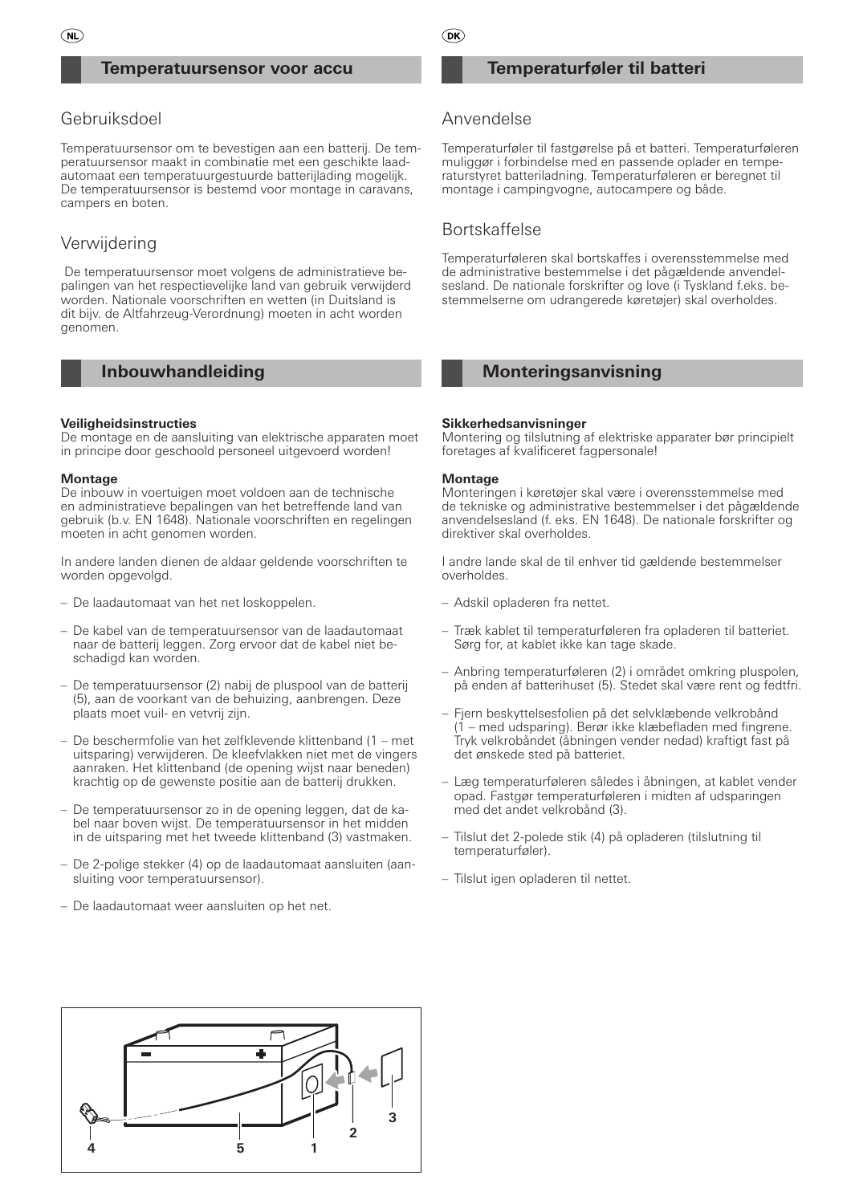NL

## Temperatuursensor voor accu

### Gebruiksdoel

Temperatuursensor om te bevestigen aan een batterij. De temperatuursensor maakt in combinatie met een geschikte laadautomaat een temperatuurgestuurde batterijlading mogelijk. De temperatuursensor is bestemd voor montage in caravans, campers en boten.

### Verwijdering

De temperatuursensor moet volgens de administratieve bepalingen van het respectievelijke land van gebruik verwijderd worden. Nationale voorschriften en wetten (in Duitsland is dit bijv. de Altfahrzeug-Verordnung) moeten in acht worden genomen.

## Inbouwhandleiding

**Veiligheidsinstructies**
De montage en de aansluiting van elektrische apparaten moet in principe door geschoold personeel uitgevoerd worden!

**Montage**
De inbouw in voertuigen moet voldoen aan de technische en administratieve bepalingen van het betreffende land van gebruik (b.v. EN 1648). Nationale voorschriften en regelingen moeten in acht genomen worden.

In andere landen dienen de aldaar geldende voorschriften te worden opgevolgd.

- De laadautomaat van het net loskoppelen.
- De kabel van de temperatuursensor van de laadautomaat naar de batterij leggen. Zorg ervoor dat de kabel niet beschadigd kan worden.
- De temperatuursensor (2) nabij de pluspool van de batterij (5), aan de voorkant van de behuizing, aanbrengen. Deze plaats moet vuil- en vetvrij zijn.
- De beschermfolie van het zelfklevende klittenband (1 – met uitsparing) verwijderen. De kleefvlakken niet met de vingers aanraken. Het klittenband (de opening wijst naar beneden) krachtig op de gewenste positie aan de batterij drukken.
- De temperatuursensor zo in de opening leggen, dat de kabel naar boven wijst. De temperatuursensor in het midden in de uitsparing met het tweede klittenband (3) vastmaken.
- De 2-polige stekker (4) op de laadautomaat aansluiten (aansluiting voor temperatuursensor).
- De laadautomaat weer aansluiten op het net.

DK

## Temperaturføler til batteri

### Anvendelse

Temperaturføler til fastgørelse på et batteri. Temperaturføleren muliggør i forbindelse med en passende oplader en temperaturstyret batteriladning. Temperaturføleren er beregnet til montage i campingvogne, autocampere og både.

### Bortskaffelse

Temperaturføleren skal bortskaffes i overensstemmelse med de administrative bestemmelse i det pågældende anvendelsesland. De nationale forskrifter og love (i Tyskland f.eks. bestemmelserne om udrangerede køretøjer) skal overholdes.

## Monteringsanvisning

**Sikkerhedsanvisninger**
Montering og tilslutning af elektriske apparater bør principielt foretages af kvalificeret fagpersonale!

**Montage**
Monteringen i køretøjer skal være i overensstemmelse med de tekniske og administrative bestemmelser i det pågældende anvendelsesland (f. eks. EN 1648). De nationale forskrifter og direktiver skal overholdes.

I andre lande skal de til enhver tid gældende bestemmelser overholdes.

- Adskil opladeren fra nettet.
- Træk kablet til temperaturføleren fra opladeren til batteriet. Sørg for, at kablet ikke kan tage skade.
- Anbring temperaturføleren (2) i området omkring pluspolen, på enden af batterihuset (5). Stedet skal være rent og fedtfri.
- Fjern beskyttelsesfolien på det selvklæbende velkrobånd (1 – med udsparing). Berør ikke klæbefladen med fingrene. Tryk velkrobåndet (åbningen vender nedad) kraftigt fast på det ønskede sted på batteriet.
- Læg temperaturføleren således i åbningen, at kablet vender opad. Fastgør temperaturføleren i midten af udsparingen med det andet velkrobånd (3).
- Tilslut det 2-polede stik (4) på opladeren (tilslutning til temperaturføler).
- Tilslut igen opladeren til nettet.

4 5 1 2 3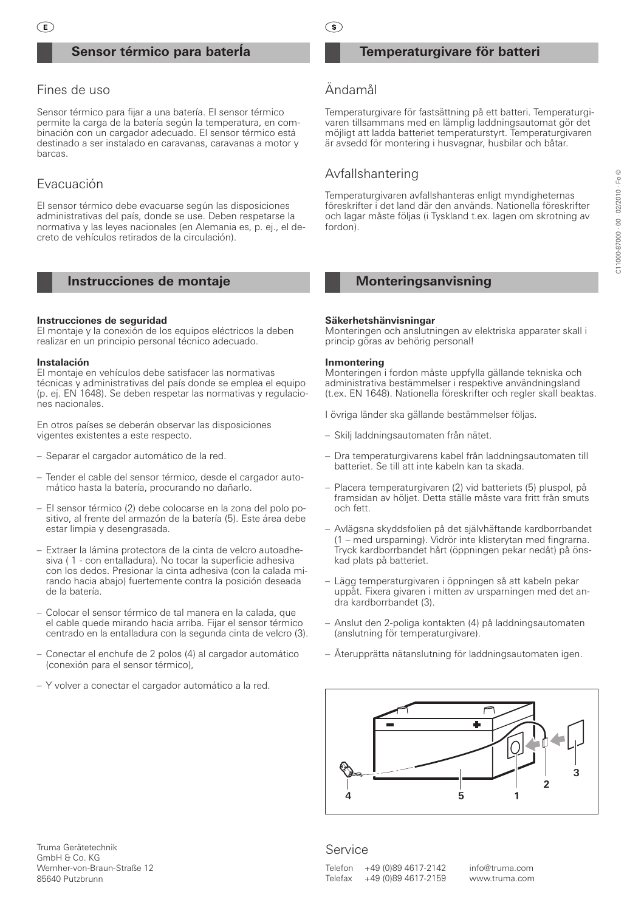E

## Sensor térmico para batería

### Fines de uso

Sensor térmico para fijar a una batería. El sensor térmico permite la carga de la batería según la temperatura, en combinación con un cargador adecuado. El sensor térmico está destinado a ser instalado en caravanas, caravanas a motor y barcas.

### Evacuación

El sensor térmico debe evacuarse según las disposiciones administrativas del país, donde se use. Deben respetarse la normativa y las leyes nacionales (en Alemania es, p. ej., el decreto de vehículos retirados de la circulación).

## Instrucciones de montaje

**Instrucciones de seguridad**
El montaje y la conexión de los equipos eléctricos la deben realizar en un principio personal técnico adecuado.

**Instalación**
El montaje en vehículos debe satisfacer las normativas técnicas y administrativas del país donde se emplea el equipo (p. ej. EN 1648). Se deben respetar las normativas y regulaciones nacionales.

En otros países se deberán observar las disposiciones vigentes existentes a este respecto.

– Separar el cargador automático de la red.

– Tender el cable del sensor térmico, desde el cargador automático hasta la batería, procurando no dañarlo.

– El sensor térmico (2) debe colocarse en la zona del polo positivo, al frente del armazón de la batería (5). Este área debe estar limpia y desengrasada.

– Extraer la lámina protectora de la cinta de velcro autoadhesiva ( 1 - con entalladura). No tocar la superficie adhesiva con los dedos. Presionar la cinta adhesiva (con la calada mirando hacia abajo) fuertemente contra la posición deseada de la batería.

– Colocar el sensor térmico de tal manera en la calada, que el cable quede mirando hacia arriba. Fijar el sensor térmico centrado en la entalladura con la segunda cinta de velcro (3).

– Conectar el enchufe de 2 polos (4) al cargador automático (conexión para el sensor térmico),

– Y volver a conectar el cargador automático a la red.

S

## Temperaturgivare för batteri

### Ändamål

Temperaturgivare för fastsättning på ett batteri. Temperaturgivaren tillsammans med en lämplig laddningsautomat gör det möjligt att ladda batteriet temperaturstyrt. Temperaturgivaren är avsedd för montering i husvagnar, husbilar och båtar.

### Avfallshantering

Temperaturgivaren avfallshanteras enligt myndigheternas föreskrifter i det land där den används. Nationella föreskrifter och lagar måste följas (i Tyskland t.ex. lagen om skrotning av fordon).

## Monteringsanvisning

**Säkerhetshänvisningar**
Monteringen och anslutningen av elektriska apparater skall i princip göras av behörig personal!

**Inmontering**
Monteringen i fordon måste uppfylla gällande tekniska och administrativa bestämmelser i respektive användningsland (t.ex. EN 1648). Nationella föreskrifter och regler skall beaktas.

I övriga länder ska gällande bestämmelser följas.

– Skilj laddningsautomaten från nätet.

– Dra temperaturgivarens kabel från laddningsautomaten till batteriet. Se till att inte kabeln kan ta skada.

– Placera temperaturgivaren (2) vid batteriets (5) pluspol, på framsidan av höljet. Detta ställe måste vara fritt från smuts och fett.

– Avlägsna skyddsfolien på det självhäftande kardborrbandet (1 – med ursparning). Vidrör inte klisterytan med fingrarna. Tryck kardborrbandet hårt (öppningen pekar nedåt) på önskad plats på batteriet.

– Lägg temperaturgivaren i öppningen så att kabeln pekar uppåt. Fixera givaren i mitten av ursparningen med det andra kardborrbandet (3).

– Anslut den 2-poliga kontakten (4) på laddningsautomaten (anslutning för temperaturgivare).

– Återupprätta nätanslutning för laddningsautomaten igen.

4 5 1 2 3

Truma Gerätetechnik
GmbH & Co. KG
Wernher-von-Braun-Straße 12
85640 Putzbrunn

### Service

Telefon +49 (0)89 4617-2142 info@truma.com
Telefax +49 (0)89 4617-2159 www.truma.com

C11000-87000 · 00 · 02/2010 · Fo ©